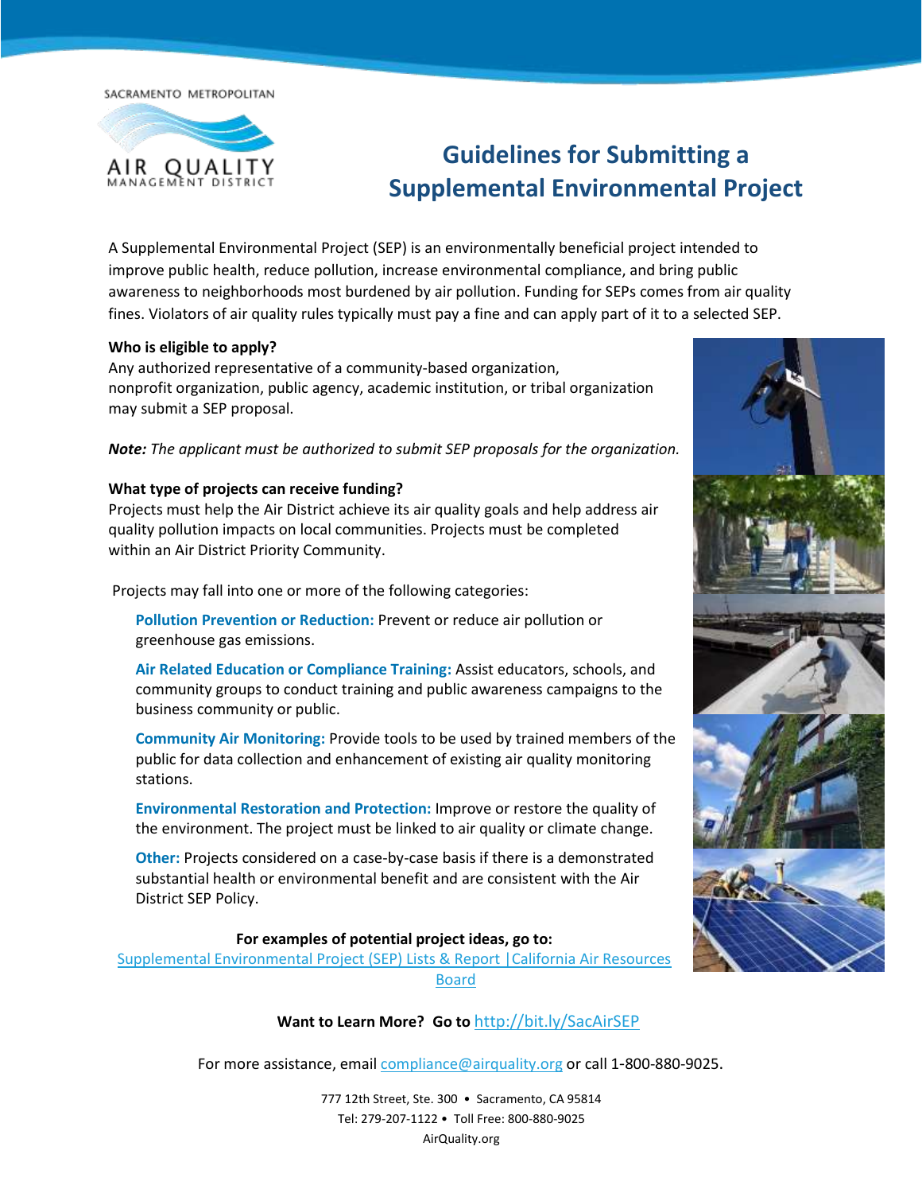SACRAMENTO METROPOLITAN

AIR QUALITY
MANAGEMENT DISTRICT

# Guidelines for Submitting a Supplemental Environmental Project

A Supplemental Environmental Project (SEP) is an environmentally beneficial project intended to improve public health, reduce pollution, increase environmental compliance, and bring public awareness to neighborhoods most burdened by air pollution. Funding for SEPs comes from air quality fines. Violators of air quality rules typically must pay a fine and can apply part of it to a selected SEP.

**Who is eligible to apply?**
Any authorized representative of a community-based organization, nonprofit organization, public agency, academic institution, or tribal organization may submit a SEP proposal.

***Note:*** *The applicant must be authorized to submit SEP proposals for the organization.*

**What type of projects can receive funding?**
Projects must help the Air District achieve its air quality goals and help address air quality pollution impacts on local communities. Projects must be completed within an Air District Priority Community.

Projects may fall into one or more of the following categories:

**Pollution Prevention or Reduction:** Prevent or reduce air pollution or greenhouse gas emissions.

**Air Related Education or Compliance Training:** Assist educators, schools, and community groups to conduct training and public awareness campaigns to the business community or public.

**Community Air Monitoring:** Provide tools to be used by trained members of the public for data collection and enhancement of existing air quality monitoring stations.

**Environmental Restoration and Protection:** Improve or restore the quality of the environment. The project must be linked to air quality or climate change.

**Other:** Projects considered on a case-by-case basis if there is a demonstrated substantial health or environmental benefit and are consistent with the Air District SEP Policy.

**For examples of potential project ideas, go to:**
Supplemental Environmental Project (SEP) Lists & Report |California Air Resources Board

**Want to Learn More? Go to** http://bit.ly/SacAirSEP

For more assistance, email compliance@airquality.org or call 1-800-880-9025.

777 12th Street, Ste. 300 • Sacramento, CA 95814
Tel: 279-207-1122 • Toll Free: 800-880-9025
AirQuality.org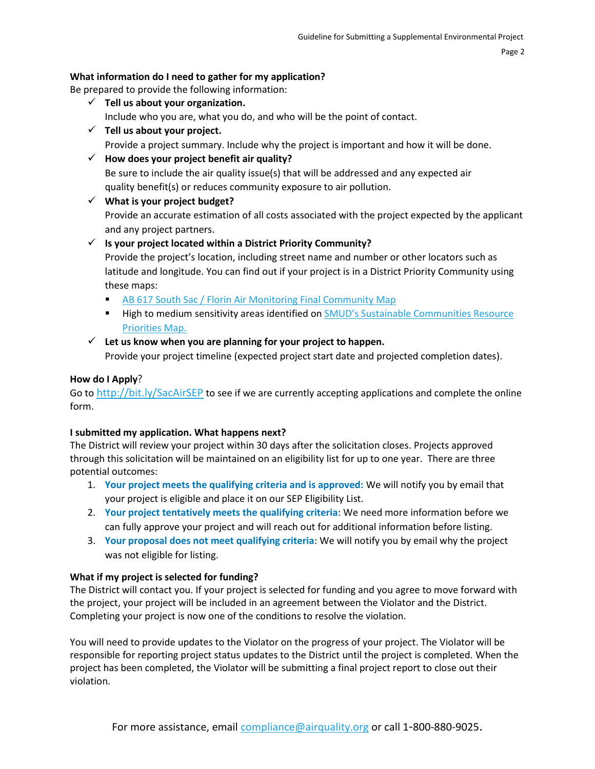### What information do I need to gather for my application?

Be prepared to provide the following information:

- ✓ **Tell us about your organization.**
  Include who you are, what you do, and who will be the point of contact.
- ✓ **Tell us about your project.**
  Provide a project summary. Include why the project is important and how it will be done.
- ✓ **How does your project benefit air quality?**
  Be sure to include the air quality issue(s) that will be addressed and any expected air quality benefit(s) or reduces community exposure to air pollution.
- ✓ **What is your project budget?**
  Provide an accurate estimation of all costs associated with the project expected by the applicant and any project partners.
- ✓ **Is your project located within a District Priority Community?**
  Provide the project's location, including street name and number or other locators such as latitude and longitude. You can find out if your project is in a District Priority Community using these maps:
  - AB 617 South Sac / Florin Air Monitoring Final Community Map
  - High to medium sensitivity areas identified on SMUD's Sustainable Communities Resource Priorities Map.
- ✓ **Let us know when you are planning for your project to happen.**
  Provide your project timeline (expected project start date and projected completion dates).

### How do I Apply?

Go to http://bit.ly/SacAirSEP to see if we are currently accepting applications and complete the online form.

### I submitted my application. What happens next?

The District will review your project within 30 days after the solicitation closes. Projects approved through this solicitation will be maintained on an eligibility list for up to one year. There are three potential outcomes:

1. **Your project meets the qualifying criteria and is approved:** We will notify you by email that your project is eligible and place it on our SEP Eligibility List.
2. **Your project tentatively meets the qualifying criteria**: We need more information before we can fully approve your project and will reach out for additional information before listing.
3. **Your proposal does not meet qualifying criteria**: We will notify you by email why the project was not eligible for listing.

### What if my project is selected for funding?

The District will contact you. If your project is selected for funding and you agree to move forward with the project, your project will be included in an agreement between the Violator and the District. Completing your project is now one of the conditions to resolve the violation.

You will need to provide updates to the Violator on the progress of your project. The Violator will be responsible for reporting project status updates to the District until the project is completed. When the project has been completed, the Violator will be submitting a final project report to close out their violation.

For more assistance, email compliance@airquality.org or call 1-800-880-9025.